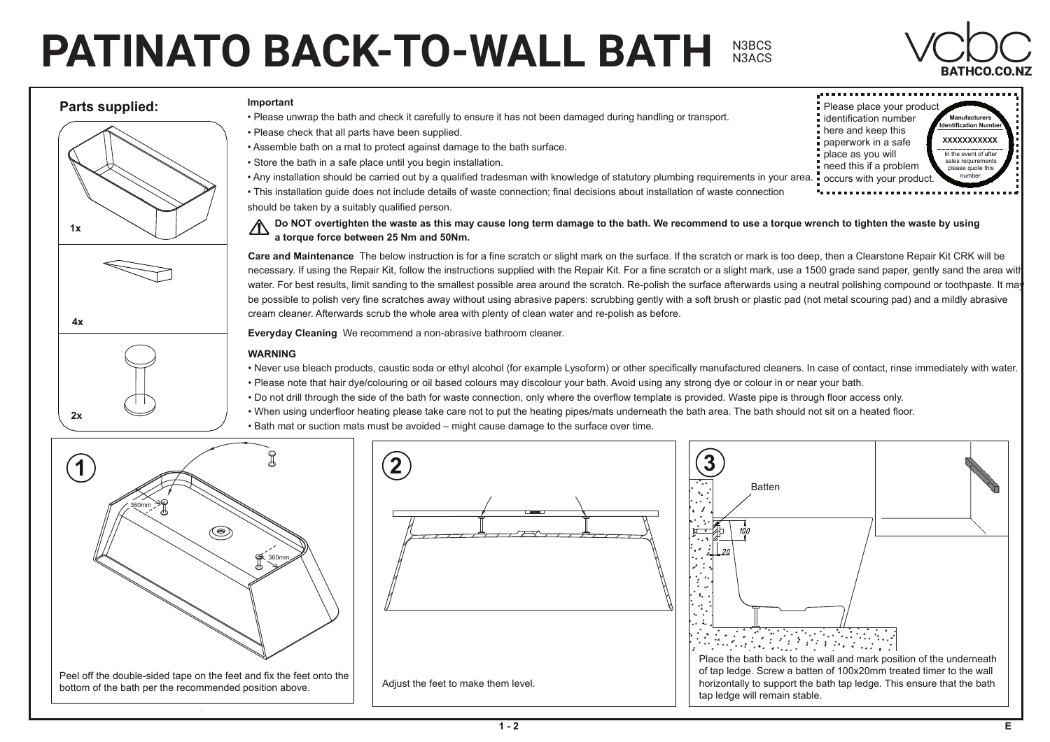# PATINATO BACK-TO-WALL BATH

N3BCS
N3ACS

vcbc
BATHCO.CO.NZ

## Parts supplied:

1x

4x

2x

### Important

- Please unwrap the bath and check it carefully to ensure it has not been damaged during handling or transport.
- Please check that all parts have been supplied.
- Assemble bath on a mat to protect against damage to the bath surface.
- Store the bath in a safe place until you begin installation.
- Any installation should be carried out by a qualified tradesman with knowledge of statutory plumbing requirements in your area.
- This installation guide does not include details of waste connection; final decisions about installation of waste connection should be taken by a suitably qualified person.

Please place your product identification number here and keep this paperwork in a safe place as you will need this if a problem occurs with your product.

**Manufacturers Identification Number**

XXXXXXXXXXX

In the event of after sales requirements please quote this number.

⚠ **Do NOT overtighten the waste as this may cause long term damage to the bath. We recommend to use a torque wrench to tighten the waste by using a torque force between 25 Nm and 50Nm.**

**Care and Maintenance** The below instruction is for a fine scratch or slight mark on the surface. If the scratch or mark is too deep, then a Clearstone Repair Kit CRK will be necessary. If using the Repair Kit, follow the instructions supplied with the Repair Kit. For a fine scratch or a slight mark, use a 1500 grade sand paper, gently sand the area with water. For best results, limit sanding to the smallest possible area around the scratch. Re-polish the surface afterwards using a neutral polishing compound or toothpaste. It may be possible to polish very fine scratches away without using abrasive papers: scrubbing gently with a soft brush or plastic pad (not metal scouring pad) and a mildly abrasive cream cleaner. Afterwards scrub the whole area with plenty of clean water and re-polish as before.

**Everyday Cleaning** We recommend a non-abrasive bathroom cleaner.

### WARNING

- Never use bleach products, caustic soda or ethyl alcohol (for example Lysoform) or other specifically manufactured cleaners. In case of contact, rinse immediately with water.
- Please note that hair dye/colouring or oil based colours may discolour your bath. Avoid using any strong dye or colour in or near your bath.
- Do not drill through the side of the bath for waste connection, only where the overflow template is provided. Waste pipe is through floor access only.
- When using underfloor heating please take care not to put the heating pipes/mats underneath the bath area. The bath should not sit on a heated floor.
- Bath mat or suction mats must be avoided – might cause damage to the surface over time.

**1**

360mm

360mm

Peel off the double-sided tape on the feet and fix the feet onto the bottom of the bath per the recommended position above.

**2**

Adjust the feet to make them level.

**3**

Batten

100

20

Place the bath back to the wall and mark position of the underneath of tap ledge. Screw a batten of 100x20mm treated timer to the wall horizontally to support the bath tap ledge. This ensure that the bath tap ledge will remain stable.

E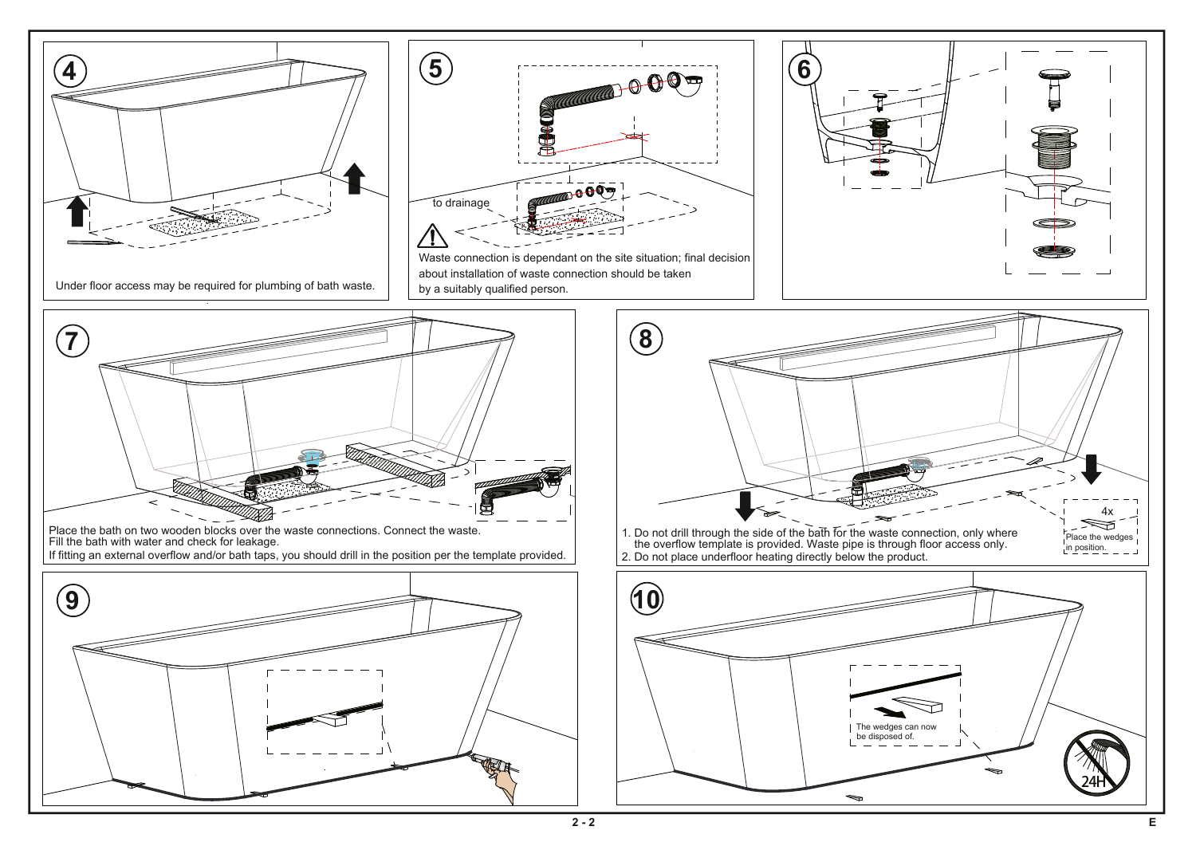**4**

Under floor access may be required for plumbing of bath waste.

**5**

to drainage

Waste connection is dependant on the site situation; final decision about installation of waste connection should be taken by a suitably qualified person.

**6**

**7**

Place the bath on two wooden blocks over the waste connections. Connect the waste.
Fill the bath with water and check for leakage.
If fitting an external overflow and/or bath taps, you should drill in the position per the template provided.

**8**

1. Do not drill through the side of the bath for the waste connection, only where the overflow template is provided. Waste pipe is through floor access only.
2. Do not place underfloor heating directly below the product.

4x

Place the wedges in position.

**9**

**10**

The wedges can now be disposed of.

24H